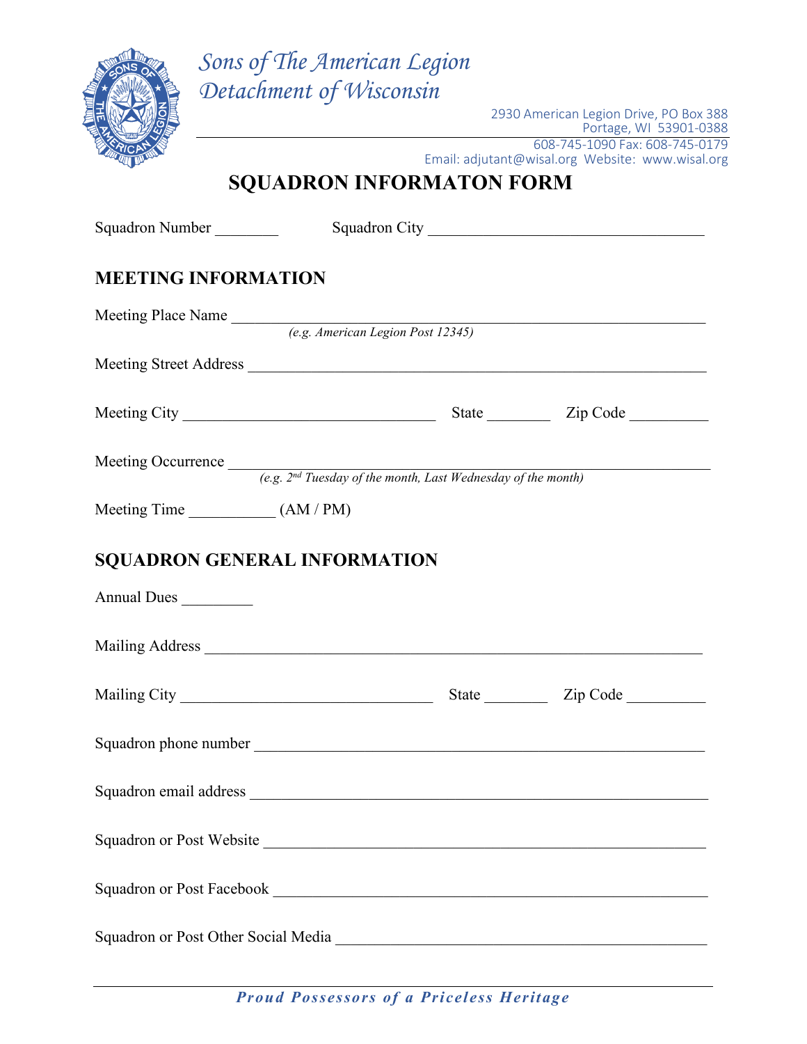Sons of The American Legion
Detachment of Wisconsin

2930 American Legion Drive, PO Box 388
Portage, WI 53901-0388
608-745-1090 Fax: 608-745-0179
Email: adjutant@wisal.org Website: www.wisal.org

# SQUADRON INFORMATON FORM

Squadron Number ________ Squadron City ____________________________________

## MEETING INFORMATION

Meeting Place Name ______________________________________________________________
*(e.g. American Legion Post 12345)*

Meeting Street Address ___________________________________________________________

Meeting City _________________________________ State ________ Zip Code __________

Meeting Occurrence _______________________________________________________________
*(e.g. 2nd Tuesday of the month, Last Wednesday of the month)*

Meeting Time ___________ (AM / PM)

## SQUADRON GENERAL INFORMATION

Annual Dues _________

Mailing Address _________________________________________________________________

Mailing City _________________________________ State ________ Zip Code __________

Squadron phone number ___________________________________________________________

Squadron email address __________________________________________________________

Squadron or Post Website ________________________________________________________

Squadron or Post Facebook _______________________________________________________

Squadron or Post Other Social Media _____________________________________________

*Proud Possessors of a Priceless Heritage*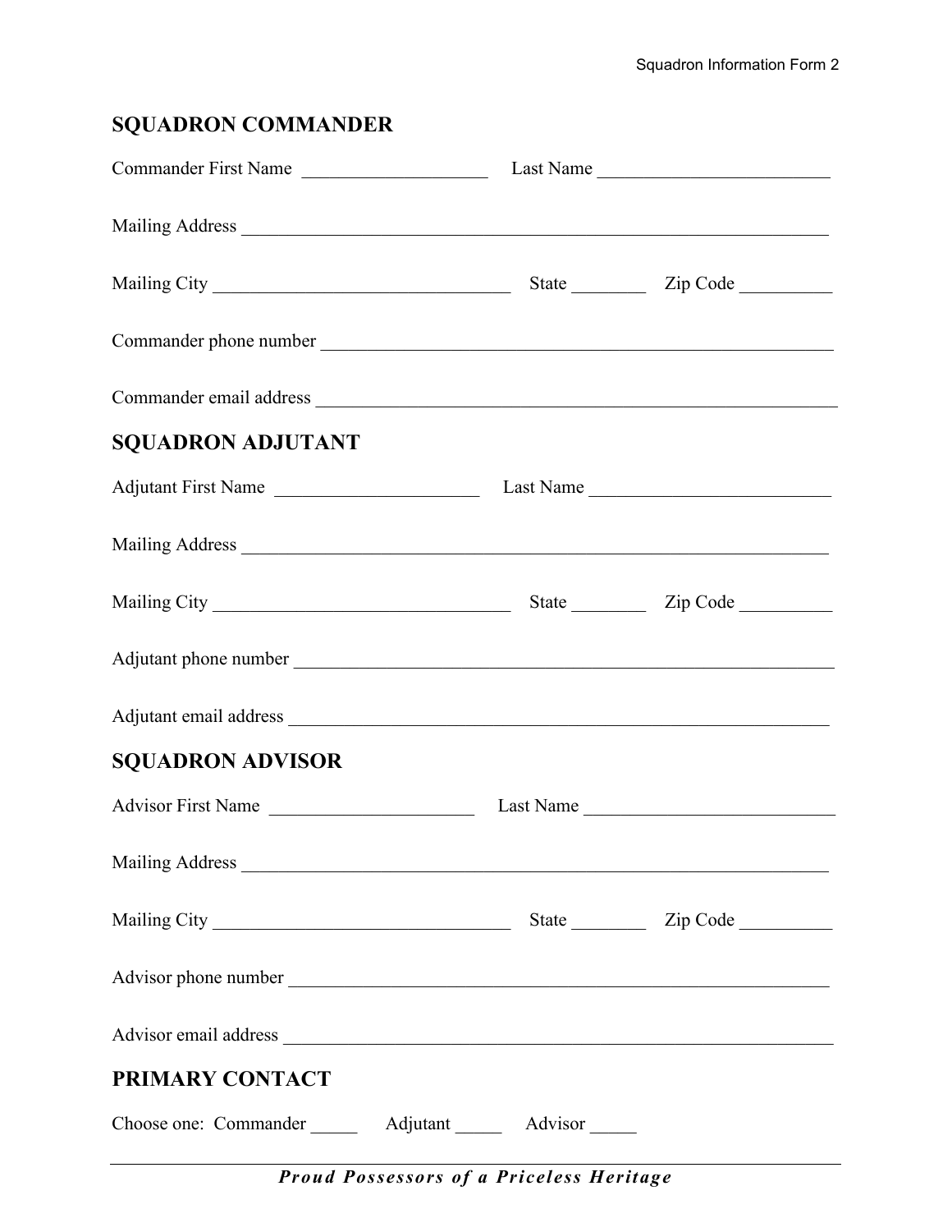## SQUADRON COMMANDER

Commander First Name ____________________ Last Name _________________________

Mailing Address _________________________________________________________________

Mailing City ________________________________ State ________ Zip Code __________

Commander phone number _________________________________________________________

Commander email address _________________________________________________________

## SQUADRON ADJUTANT

Adjutant First Name ______________________ Last Name _________________________

Mailing Address _________________________________________________________________

Mailing City ________________________________ State ________ Zip Code __________

Adjutant phone number ___________________________________________________________

Adjutant email address __________________________________________________________

## SQUADRON ADVISOR

Advisor First Name ______________________ Last Name ___________________________

Mailing Address _________________________________________________________________

Mailing City ________________________________ State ________ Zip Code __________

Advisor phone number ____________________________________________________________

Advisor email address ___________________________________________________________

## PRIMARY CONTACT

Choose one: Commander _____ Adjutant _____ Advisor _____

***Proud Possessors of a Priceless Heritage***